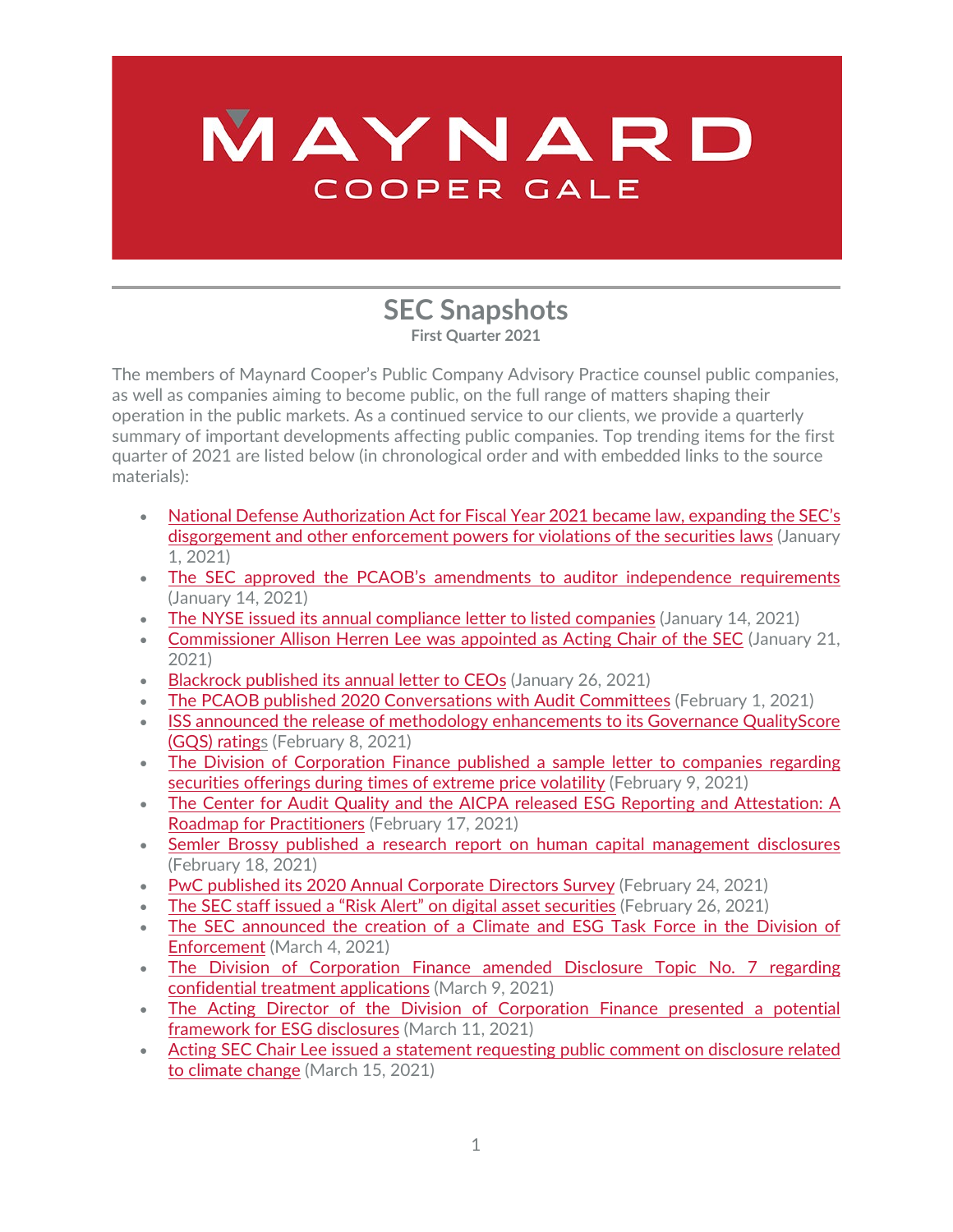MAYNARD COOPER GALE

# SEC Snapshots

**First Quarter 2021**

The members of Maynard Cooper's Public Company Advisory Practice counsel public companies, as well as companies aiming to become public, on the full range of matters shaping their operation in the public markets. As a continued service to our clients, we provide a quarterly summary of important developments affecting public companies. Top trending items for the first quarter of 2021 are listed below (in chronological order and with embedded links to the source materials):

- National Defense Authorization Act for Fiscal Year 2021 became law, expanding the SEC's disgorgement and other enforcement powers for violations of the securities laws (January 1, 2021)
- The SEC approved the PCAOB's amendments to auditor independence requirements (January 14, 2021)
- The NYSE issued its annual compliance letter to listed companies (January 14, 2021)
- Commissioner Allison Herren Lee was appointed as Acting Chair of the SEC (January 21, 2021)
- Blackrock published its annual letter to CEOs (January 26, 2021)
- The PCAOB published 2020 Conversations with Audit Committees (February 1, 2021)
- ISS announced the release of methodology enhancements to its Governance QualityScore (GQS) ratings (February 8, 2021)
- The Division of Corporation Finance published a sample letter to companies regarding securities offerings during times of extreme price volatility (February 9, 2021)
- The Center for Audit Quality and the AICPA released ESG Reporting and Attestation: A Roadmap for Practitioners (February 17, 2021)
- Semler Brossy published a research report on human capital management disclosures (February 18, 2021)
- PwC published its 2020 Annual Corporate Directors Survey (February 24, 2021)
- The SEC staff issued a "Risk Alert" on digital asset securities (February 26, 2021)
- The SEC announced the creation of a Climate and ESG Task Force in the Division of Enforcement (March 4, 2021)
- The Division of Corporation Finance amended Disclosure Topic No. 7 regarding confidential treatment applications (March 9, 2021)
- The Acting Director of the Division of Corporation Finance presented a potential framework for ESG disclosures (March 11, 2021)
- Acting SEC Chair Lee issued a statement requesting public comment on disclosure related to climate change (March 15, 2021)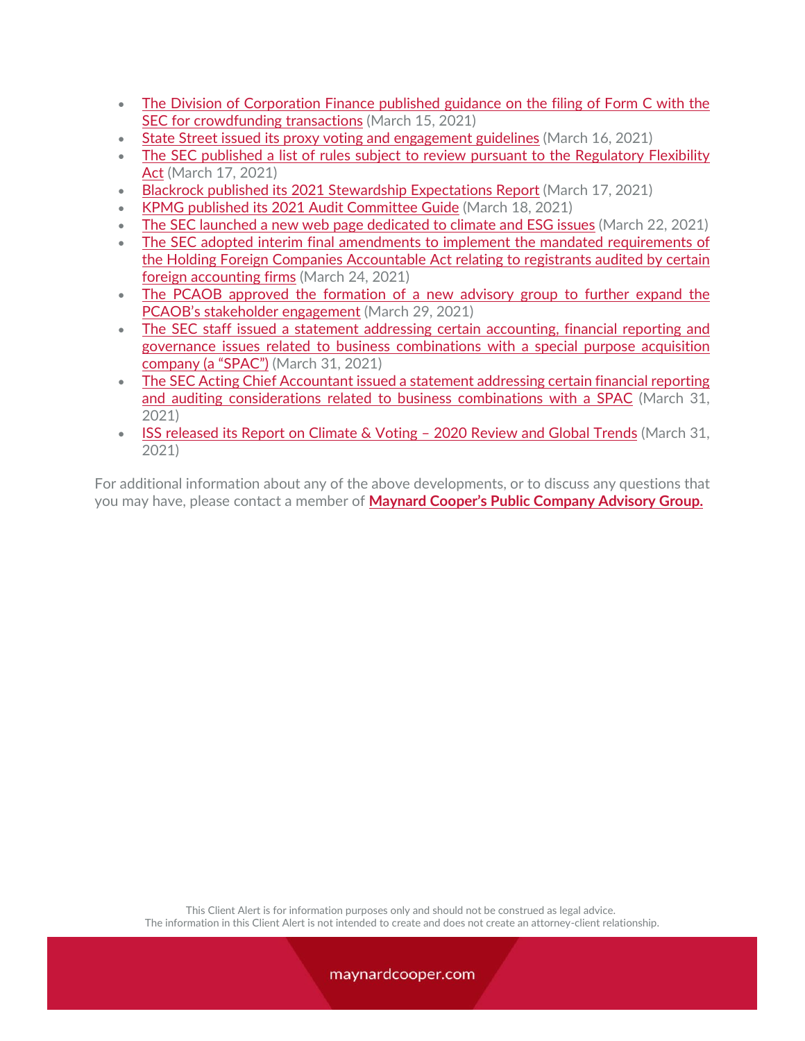- The Division of Corporation Finance published guidance on the filing of Form C with the SEC for crowdfunding transactions (March 15, 2021)
- State Street issued its proxy voting and engagement guidelines (March 16, 2021)
- The SEC published a list of rules subject to review pursuant to the Regulatory Flexibility Act (March 17, 2021)
- Blackrock published its 2021 Stewardship Expectations Report (March 17, 2021)
- KPMG published its 2021 Audit Committee Guide (March 18, 2021)
- The SEC launched a new web page dedicated to climate and ESG issues (March 22, 2021)
- The SEC adopted interim final amendments to implement the mandated requirements of the Holding Foreign Companies Accountable Act relating to registrants audited by certain foreign accounting firms (March 24, 2021)
- The PCAOB approved the formation of a new advisory group to further expand the PCAOB's stakeholder engagement (March 29, 2021)
- The SEC staff issued a statement addressing certain accounting, financial reporting and governance issues related to business combinations with a special purpose acquisition company (a "SPAC") (March 31, 2021)
- The SEC Acting Chief Accountant issued a statement addressing certain financial reporting and auditing considerations related to business combinations with a SPAC (March 31, 2021)
- ISS released its Report on Climate & Voting – 2020 Review and Global Trends (March 31, 2021)

For additional information about any of the above developments, or to discuss any questions that you may have, please contact a member of **Maynard Cooper's Public Company Advisory Group.**

This Client Alert is for information purposes only and should not be construed as legal advice.
The information in this Client Alert is not intended to create and does not create an attorney-client relationship.

maynardcooper.com